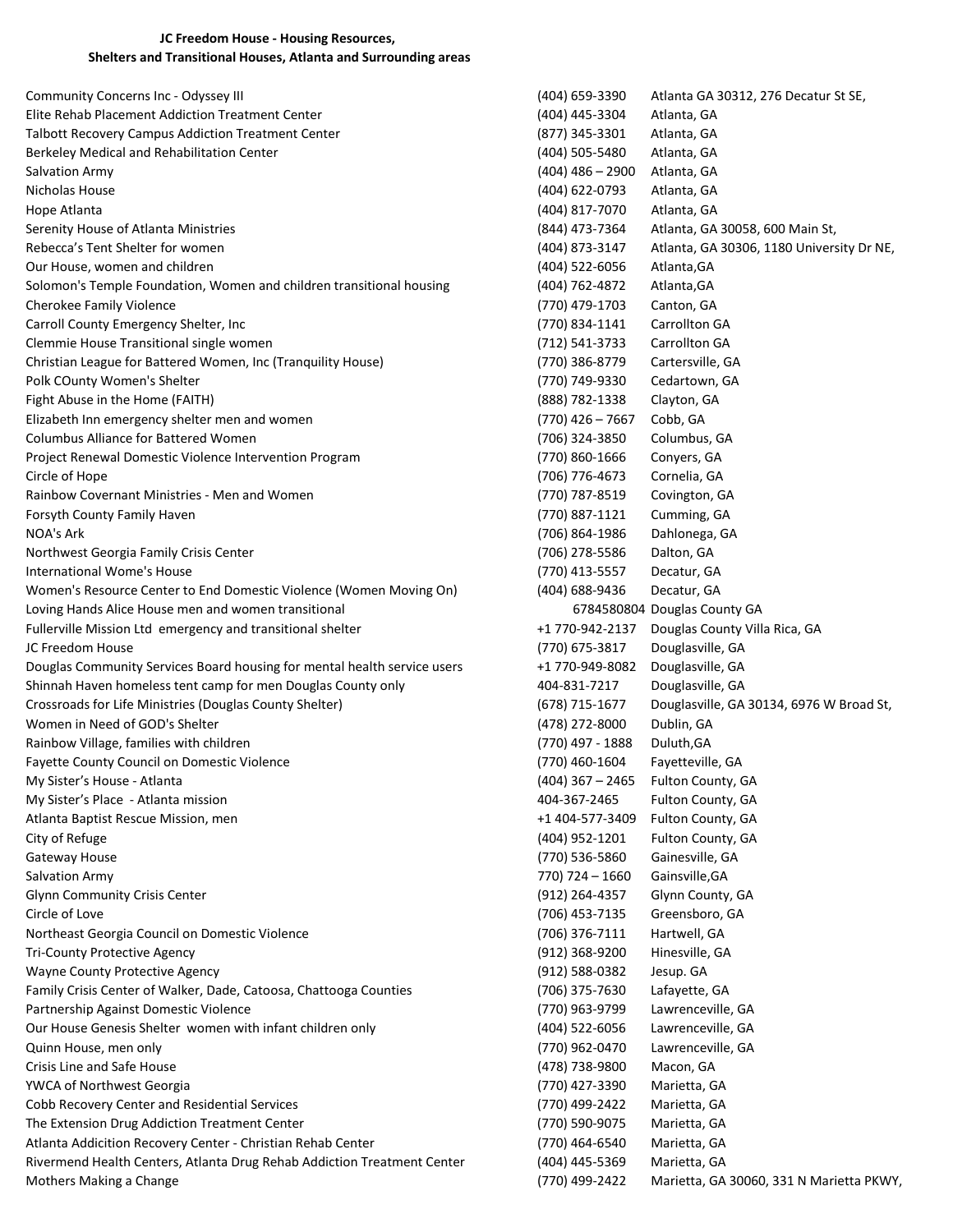**JC Freedom House - Housing Resources,**
**Shelters and Transitional Houses, Atlanta and Surrounding areas**

| | | |
|---|---|---|
| Community Concerns Inc - Odyssey III | (404) 659-3390 | Atlanta GA 30312, 276 Decatur St SE, |
| Elite Rehab Placement Addiction Treatment Center | (404) 445-3304 | Atlanta, GA |
| Talbott Recovery Campus Addiction Treatment Center | (877) 345-3301 | Atlanta, GA |
| Berkeley Medical and Rehabilitation Center | (404) 505-5480 | Atlanta, GA |
| Salvation Army | (404) 486 – 2900 | Atlanta, GA |
| Nicholas House | (404) 622-0793 | Atlanta, GA |
| Hope Atlanta | (404) 817-7070 | Atlanta, GA |
| Serenity House of Atlanta Ministries | (844) 473-7364 | Atlanta, GA 30058, 600 Main St, |
| Rebecca's Tent Shelter for women | (404) 873-3147 | Atlanta, GA 30306, 1180 University Dr NE, |
| Our House, women and children | (404) 522-6056 | Atlanta,GA |
| Solomon's Temple Foundation, Women and children transitional housing | (404) 762-4872 | Atlanta,GA |
| Cherokee Family Violence | (770) 479-1703 | Canton, GA |
| Carroll County Emergency Shelter, Inc | (770) 834-1141 | Carrollton GA |
| Clemmie House Transitional single women | (712) 541-3733 | Carrollton GA |
| Christian League for Battered Women, Inc (Tranquility House) | (770) 386-8779 | Cartersville, GA |
| Polk COunty Women's Shelter | (770) 749-9330 | Cedartown, GA |
| Fight Abuse in the Home (FAITH) | (888) 782-1338 | Clayton, GA |
| Elizabeth Inn emergency shelter men and women | (770) 426 – 7667 | Cobb, GA |
| Columbus Alliance for Battered Women | (706) 324-3850 | Columbus, GA |
| Project Renewal Domestic Violence Intervention Program | (770) 860-1666 | Conyers, GA |
| Circle of Hope | (706) 776-4673 | Cornelia, GA |
| Rainbow Covernant Ministries - Men and Women | (770) 787-8519 | Covington, GA |
| Forsyth County Family Haven | (770) 887-1121 | Cumming, GA |
| NOA's Ark | (706) 864-1986 | Dahlonega, GA |
| Northwest Georgia Family Crisis Center | (706) 278-5586 | Dalton, GA |
| International Wome's House | (770) 413-5557 | Decatur, GA |
| Women's Resource Center to End Domestic Violence (Women Moving On) | (404) 688-9436 | Decatur, GA |
| Loving Hands Alice House men and women transitional | 6784580804 | Douglas County GA |
| Fullerville Mission Ltd emergency and transitional shelter | +1 770-942-2137 | Douglas County Villa Rica, GA |
| JC Freedom House | (770) 675-3817 | Douglasville, GA |
| Douglas Community Services Board housing for mental health service users | +1 770-949-8082 | Douglasville, GA |
| Shinnah Haven homeless tent camp for men Douglas County only | 404-831-7217 | Douglasville, GA |
| Crossroads for Life Ministries (Douglas County Shelter) | (678) 715-1677 | Douglasville, GA 30134, 6976 W Broad St, |
| Women in Need of GOD's Shelter | (478) 272-8000 | Dublin, GA |
| Rainbow Village, families with children | (770) 497 - 1888 | Duluth,GA |
| Fayette County Council on Domestic Violence | (770) 460-1604 | Fayetteville, GA |
| My Sister's House - Atlanta | (404) 367 – 2465 | Fulton County, GA |
| My Sister's Place - Atlanta mission | 404-367-2465 | Fulton County, GA |
| Atlanta Baptist Rescue Mission, men | +1 404-577-3409 | Fulton County, GA |
| City of Refuge | (404) 952-1201 | Fulton County, GA |
| Gateway House | (770) 536-5860 | Gainesville, GA |
| Salvation Army | 770) 724 – 1660 | Gainsville,GA |
| Glynn Community Crisis Center | (912) 264-4357 | Glynn County, GA |
| Circle of Love | (706) 453-7135 | Greensboro, GA |
| Northeast Georgia Council on Domestic Violence | (706) 376-7111 | Hartwell, GA |
| Tri-County Protective Agency | (912) 368-9200 | Hinesville, GA |
| Wayne County Protective Agency | (912) 588-0382 | Jesup. GA |
| Family Crisis Center of Walker, Dade, Catoosa, Chattooga Counties | (706) 375-7630 | Lafayette, GA |
| Partnership Against Domestic Violence | (770) 963-9799 | Lawrenceville, GA |
| Our House Genesis Shelter women with infant children only | (404) 522-6056 | Lawrenceville, GA |
| Quinn House, men only | (770) 962-0470 | Lawrenceville, GA |
| Crisis Line and Safe House | (478) 738-9800 | Macon, GA |
| YWCA of Northwest Georgia | (770) 427-3390 | Marietta, GA |
| Cobb Recovery Center and Residential Services | (770) 499-2422 | Marietta, GA |
| The Extension Drug Addiction Treatment Center | (770) 590-9075 | Marietta, GA |
| Atlanta Addicition Recovery Center - Christian Rehab Center | (770) 464-6540 | Marietta, GA |
| Rivermend Health Centers, Atlanta Drug Rehab Addiction Treatment Center | (404) 445-5369 | Marietta, GA |
| Mothers Making a Change | (770) 499-2422 | Marietta, GA 30060, 331 N Marietta PKWY, |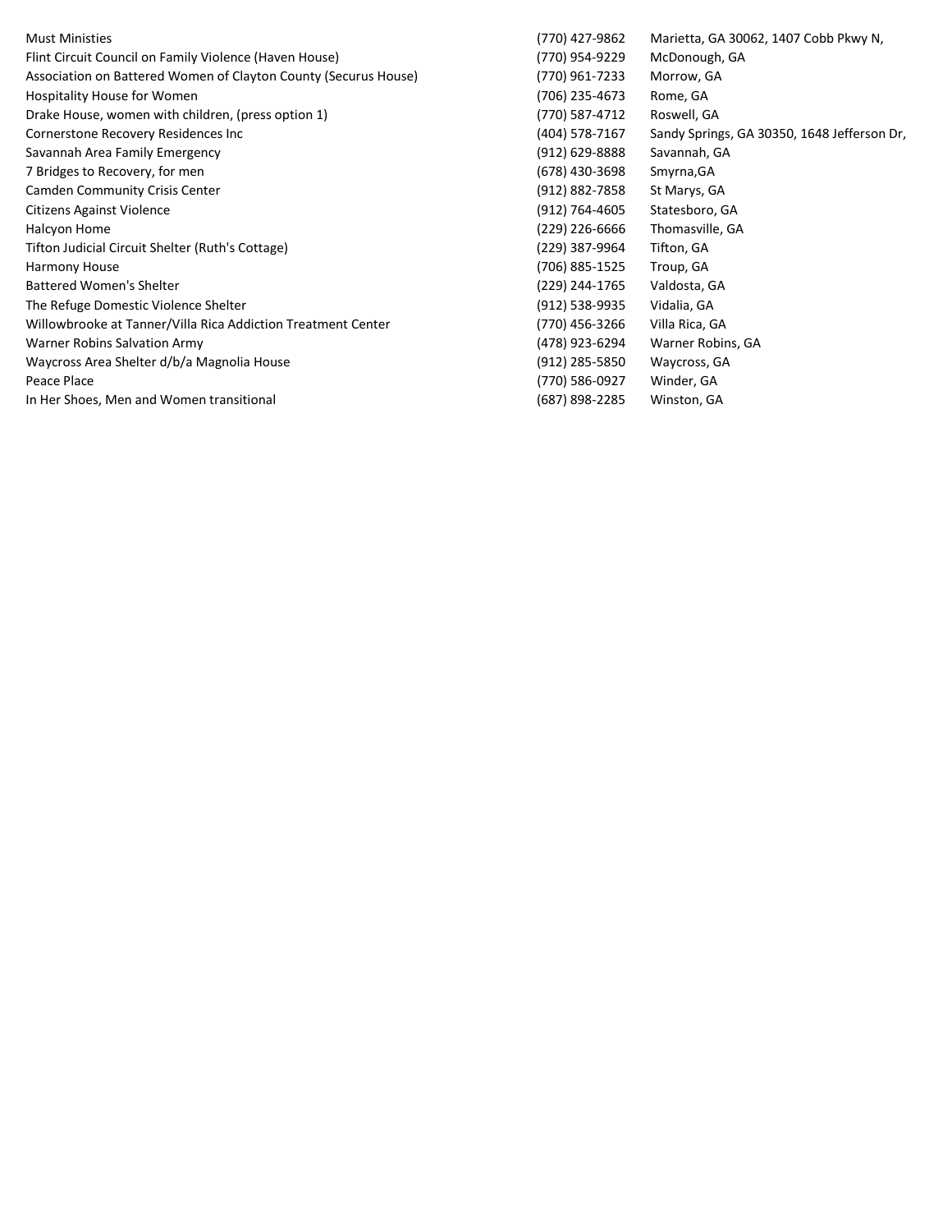| | | |
|---|---|---|
| Must Ministies | (770) 427-9862 | Marietta, GA 30062, 1407 Cobb Pkwy N, |
| Flint Circuit Council on Family Violence (Haven House) | (770) 954-9229 | McDonough, GA |
| Association on Battered Women of Clayton County (Securus House) | (770) 961-7233 | Morrow, GA |
| Hospitality House for Women | (706) 235-4673 | Rome, GA |
| Drake House, women with children, (press option 1) | (770) 587-4712 | Roswell, GA |
| Cornerstone Recovery Residences Inc | (404) 578-7167 | Sandy Springs, GA 30350, 1648 Jefferson Dr, |
| Savannah Area Family Emergency | (912) 629-8888 | Savannah, GA |
| 7 Bridges to Recovery, for men | (678) 430-3698 | Smyrna,GA |
| Camden Community Crisis Center | (912) 882-7858 | St Marys, GA |
| Citizens Against Violence | (912) 764-4605 | Statesboro, GA |
| Halcyon Home | (229) 226-6666 | Thomasville, GA |
| Tifton Judicial Circuit Shelter (Ruth's Cottage) | (229) 387-9964 | Tifton, GA |
| Harmony House | (706) 885-1525 | Troup, GA |
| Battered Women's Shelter | (229) 244-1765 | Valdosta, GA |
| The Refuge Domestic Violence Shelter | (912) 538-9935 | Vidalia, GA |
| Willowbrooke at Tanner/Villa Rica Addiction Treatment Center | (770) 456-3266 | Villa Rica, GA |
| Warner Robins Salvation Army | (478) 923-6294 | Warner Robins, GA |
| Waycross Area Shelter d/b/a Magnolia House | (912) 285-5850 | Waycross, GA |
| Peace Place | (770) 586-0927 | Winder, GA |
| In Her Shoes, Men and Women transitional | (687) 898-2285 | Winston, GA |